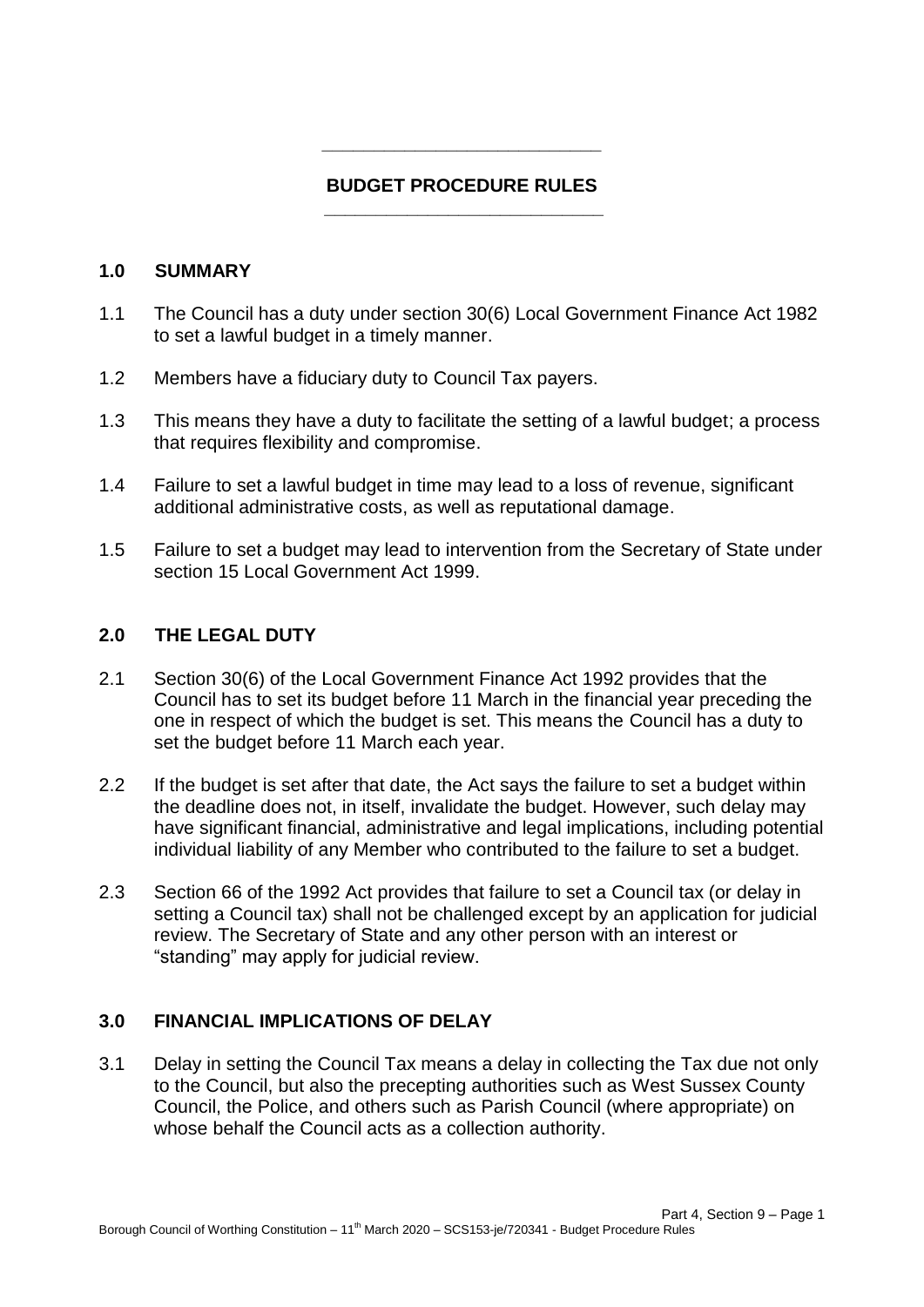# BUDGET PROCEDURE RULES

## 1.0 SUMMARY

1.1 The Council has a duty under section 30(6) Local Government Finance Act 1982 to set a lawful budget in a timely manner.

1.2 Members have a fiduciary duty to Council Tax payers.

1.3 This means they have a duty to facilitate the setting of a lawful budget; a process that requires flexibility and compromise.

1.4 Failure to set a lawful budget in time may lead to a loss of revenue, significant additional administrative costs, as well as reputational damage.

1.5 Failure to set a budget may lead to intervention from the Secretary of State under section 15 Local Government Act 1999.

## 2.0 THE LEGAL DUTY

2.1 Section 30(6) of the Local Government Finance Act 1992 provides that the Council has to set its budget before 11 March in the financial year preceding the one in respect of which the budget is set. This means the Council has a duty to set the budget before 11 March each year.

2.2 If the budget is set after that date, the Act says the failure to set a budget within the deadline does not, in itself, invalidate the budget. However, such delay may have significant financial, administrative and legal implications, including potential individual liability of any Member who contributed to the failure to set a budget.

2.3 Section 66 of the 1992 Act provides that failure to set a Council tax (or delay in setting a Council tax) shall not be challenged except by an application for judicial review. The Secretary of State and any other person with an interest or "standing" may apply for judicial review.

## 3.0 FINANCIAL IMPLICATIONS OF DELAY

3.1 Delay in setting the Council Tax means a delay in collecting the Tax due not only to the Council, but also the precepting authorities such as West Sussex County Council, the Police, and others such as Parish Council (where appropriate) on whose behalf the Council acts as a collection authority.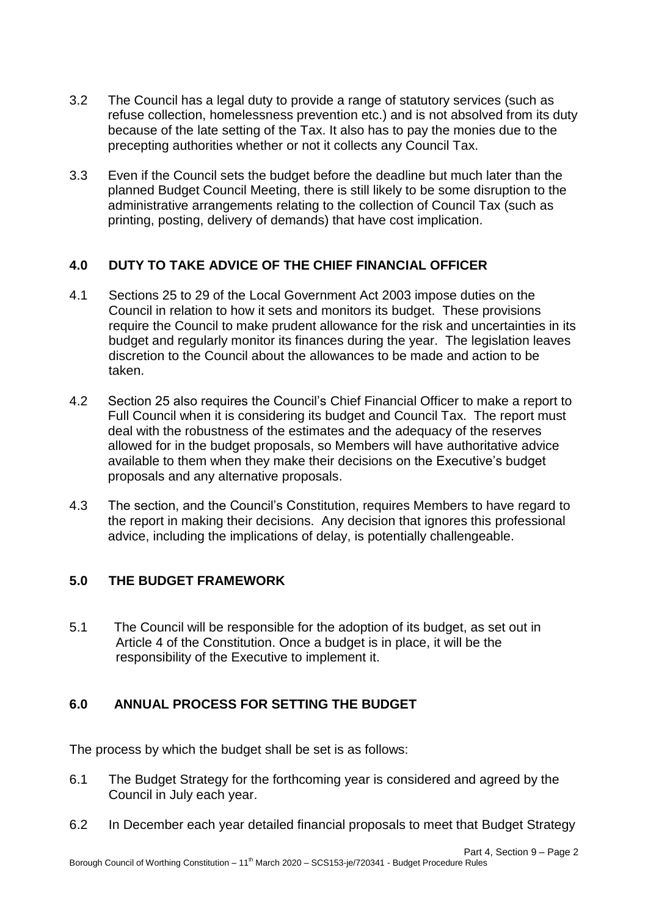3.2 The Council has a legal duty to provide a range of statutory services (such as refuse collection, homelessness prevention etc.) and is not absolved from its duty because of the late setting of the Tax. It also has to pay the monies due to the precepting authorities whether or not it collects any Council Tax.

3.3 Even if the Council sets the budget before the deadline but much later than the planned Budget Council Meeting, there is still likely to be some disruption to the administrative arrangements relating to the collection of Council Tax (such as printing, posting, delivery of demands) that have cost implication.

## 4.0 DUTY TO TAKE ADVICE OF THE CHIEF FINANCIAL OFFICER

4.1 Sections 25 to 29 of the Local Government Act 2003 impose duties on the Council in relation to how it sets and monitors its budget. These provisions require the Council to make prudent allowance for the risk and uncertainties in its budget and regularly monitor its finances during the year. The legislation leaves discretion to the Council about the allowances to be made and action to be taken.

4.2 Section 25 also requires the Council's Chief Financial Officer to make a report to Full Council when it is considering its budget and Council Tax. The report must deal with the robustness of the estimates and the adequacy of the reserves allowed for in the budget proposals, so Members will have authoritative advice available to them when they make their decisions on the Executive's budget proposals and any alternative proposals.

4.3 The section, and the Council's Constitution, requires Members to have regard to the report in making their decisions. Any decision that ignores this professional advice, including the implications of delay, is potentially challengeable.

## 5.0 THE BUDGET FRAMEWORK

5.1 The Council will be responsible for the adoption of its budget, as set out in Article 4 of the Constitution. Once a budget is in place, it will be the responsibility of the Executive to implement it.

## 6.0 ANNUAL PROCESS FOR SETTING THE BUDGET

The process by which the budget shall be set is as follows:

6.1 The Budget Strategy for the forthcoming year is considered and agreed by the Council in July each year.

6.2 In December each year detailed financial proposals to meet that Budget Strategy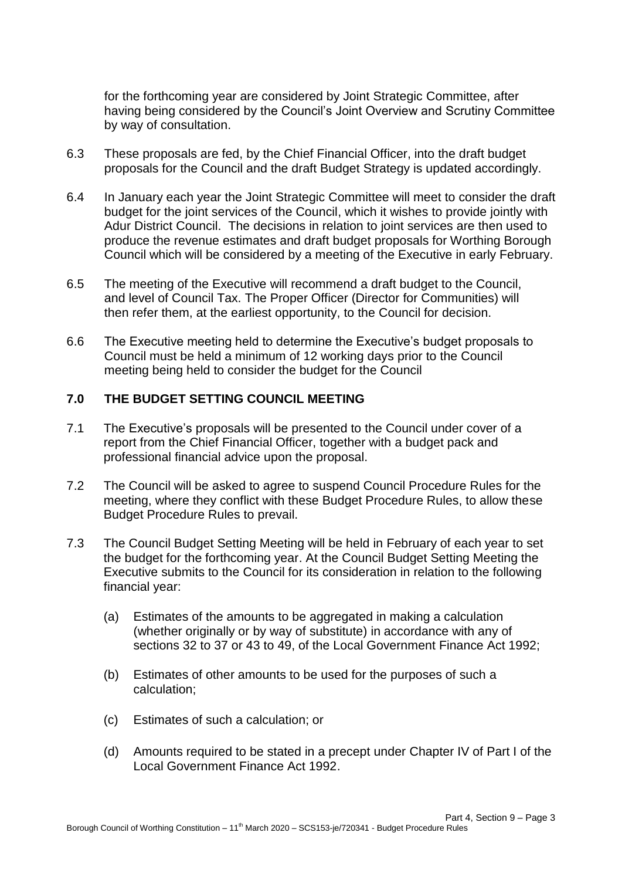for the forthcoming year are considered by Joint Strategic Committee, after having being considered by the Council's Joint Overview and Scrutiny Committee by way of consultation.

6.3 These proposals are fed, by the Chief Financial Officer, into the draft budget proposals for the Council and the draft Budget Strategy is updated accordingly.

6.4 In January each year the Joint Strategic Committee will meet to consider the draft budget for the joint services of the Council, which it wishes to provide jointly with Adur District Council. The decisions in relation to joint services are then used to produce the revenue estimates and draft budget proposals for Worthing Borough Council which will be considered by a meeting of the Executive in early February.

6.5 The meeting of the Executive will recommend a draft budget to the Council, and level of Council Tax. The Proper Officer (Director for Communities) will then refer them, at the earliest opportunity, to the Council for decision.

6.6 The Executive meeting held to determine the Executive's budget proposals to Council must be held a minimum of 12 working days prior to the Council meeting being held to consider the budget for the Council

## 7.0 THE BUDGET SETTING COUNCIL MEETING

7.1 The Executive's proposals will be presented to the Council under cover of a report from the Chief Financial Officer, together with a budget pack and professional financial advice upon the proposal.

7.2 The Council will be asked to agree to suspend Council Procedure Rules for the meeting, where they conflict with these Budget Procedure Rules, to allow these Budget Procedure Rules to prevail.

7.3 The Council Budget Setting Meeting will be held in February of each year to set the budget for the forthcoming year. At the Council Budget Setting Meeting the Executive submits to the Council for its consideration in relation to the following financial year:

(a) Estimates of the amounts to be aggregated in making a calculation (whether originally or by way of substitute) in accordance with any of sections 32 to 37 or 43 to 49, of the Local Government Finance Act 1992;

(b) Estimates of other amounts to be used for the purposes of such a calculation;

(c) Estimates of such a calculation; or

(d) Amounts required to be stated in a precept under Chapter IV of Part I of the Local Government Finance Act 1992.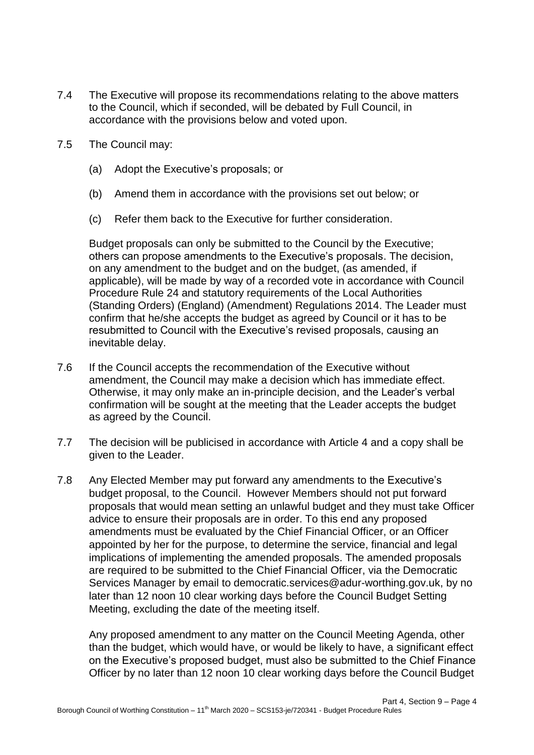7.4 The Executive will propose its recommendations relating to the above matters to the Council, which if seconded, will be debated by Full Council, in accordance with the provisions below and voted upon.

7.5 The Council may:

(a) Adopt the Executive's proposals; or

(b) Amend them in accordance with the provisions set out below; or

(c) Refer them back to the Executive for further consideration.

Budget proposals can only be submitted to the Council by the Executive; others can propose amendments to the Executive's proposals. The decision, on any amendment to the budget and on the budget, (as amended, if applicable), will be made by way of a recorded vote in accordance with Council Procedure Rule 24 and statutory requirements of the Local Authorities (Standing Orders) (England) (Amendment) Regulations 2014. The Leader must confirm that he/she accepts the budget as agreed by Council or it has to be resubmitted to Council with the Executive's revised proposals, causing an inevitable delay.

7.6 If the Council accepts the recommendation of the Executive without amendment, the Council may make a decision which has immediate effect. Otherwise, it may only make an in-principle decision, and the Leader's verbal confirmation will be sought at the meeting that the Leader accepts the budget as agreed by the Council.

7.7 The decision will be publicised in accordance with Article 4 and a copy shall be given to the Leader.

7.8 Any Elected Member may put forward any amendments to the Executive's budget proposal, to the Council. However Members should not put forward proposals that would mean setting an unlawful budget and they must take Officer advice to ensure their proposals are in order. To this end any proposed amendments must be evaluated by the Chief Financial Officer, or an Officer appointed by her for the purpose, to determine the service, financial and legal implications of implementing the amended proposals. The amended proposals are required to be submitted to the Chief Financial Officer, via the Democratic Services Manager by email to democratic.services@adur-worthing.gov.uk, by no later than 12 noon 10 clear working days before the Council Budget Setting Meeting, excluding the date of the meeting itself.

Any proposed amendment to any matter on the Council Meeting Agenda, other than the budget, which would have, or would be likely to have, a significant effect on the Executive's proposed budget, must also be submitted to the Chief Finance Officer by no later than 12 noon 10 clear working days before the Council Budget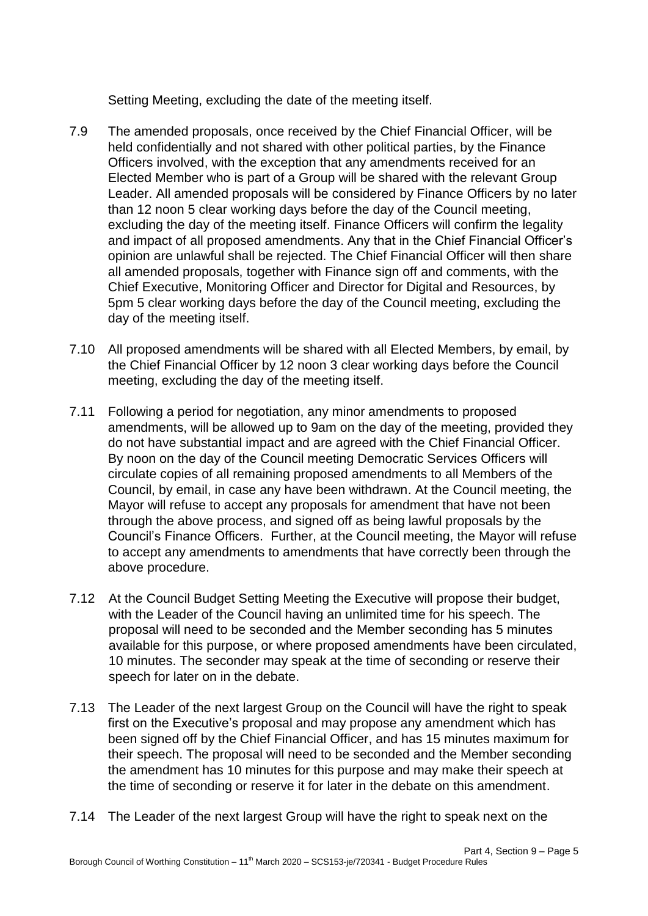Setting Meeting, excluding the date of the meeting itself.

7.9 The amended proposals, once received by the Chief Financial Officer, will be held confidentially and not shared with other political parties, by the Finance Officers involved, with the exception that any amendments received for an Elected Member who is part of a Group will be shared with the relevant Group Leader. All amended proposals will be considered by Finance Officers by no later than 12 noon 5 clear working days before the day of the Council meeting, excluding the day of the meeting itself. Finance Officers will confirm the legality and impact of all proposed amendments. Any that in the Chief Financial Officer's opinion are unlawful shall be rejected. The Chief Financial Officer will then share all amended proposals, together with Finance sign off and comments, with the Chief Executive, Monitoring Officer and Director for Digital and Resources, by 5pm 5 clear working days before the day of the Council meeting, excluding the day of the meeting itself.

7.10 All proposed amendments will be shared with all Elected Members, by email, by the Chief Financial Officer by 12 noon 3 clear working days before the Council meeting, excluding the day of the meeting itself.

7.11 Following a period for negotiation, any minor amendments to proposed amendments, will be allowed up to 9am on the day of the meeting, provided they do not have substantial impact and are agreed with the Chief Financial Officer. By noon on the day of the Council meeting Democratic Services Officers will circulate copies of all remaining proposed amendments to all Members of the Council, by email, in case any have been withdrawn. At the Council meeting, the Mayor will refuse to accept any proposals for amendment that have not been through the above process, and signed off as being lawful proposals by the Council's Finance Officers. Further, at the Council meeting, the Mayor will refuse to accept any amendments to amendments that have correctly been through the above procedure.

7.12 At the Council Budget Setting Meeting the Executive will propose their budget, with the Leader of the Council having an unlimited time for his speech. The proposal will need to be seconded and the Member seconding has 5 minutes available for this purpose, or where proposed amendments have been circulated, 10 minutes. The seconder may speak at the time of seconding or reserve their speech for later on in the debate.

7.13 The Leader of the next largest Group on the Council will have the right to speak first on the Executive's proposal and may propose any amendment which has been signed off by the Chief Financial Officer, and has 15 minutes maximum for their speech. The proposal will need to be seconded and the Member seconding the amendment has 10 minutes for this purpose and may make their speech at the time of seconding or reserve it for later in the debate on this amendment.

7.14 The Leader of the next largest Group will have the right to speak next on the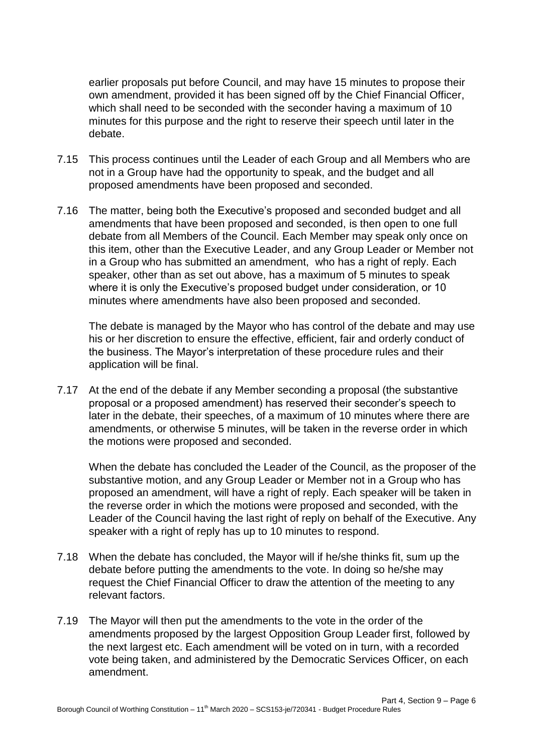earlier proposals put before Council, and may have 15 minutes to propose their own amendment, provided it has been signed off by the Chief Financial Officer, which shall need to be seconded with the seconder having a maximum of 10 minutes for this purpose and the right to reserve their speech until later in the debate.

7.15 This process continues until the Leader of each Group and all Members who are not in a Group have had the opportunity to speak, and the budget and all proposed amendments have been proposed and seconded.

7.16 The matter, being both the Executive's proposed and seconded budget and all amendments that have been proposed and seconded, is then open to one full debate from all Members of the Council. Each Member may speak only once on this item, other than the Executive Leader, and any Group Leader or Member not in a Group who has submitted an amendment, who has a right of reply. Each speaker, other than as set out above, has a maximum of 5 minutes to speak where it is only the Executive's proposed budget under consideration, or 10 minutes where amendments have also been proposed and seconded.

The debate is managed by the Mayor who has control of the debate and may use his or her discretion to ensure the effective, efficient, fair and orderly conduct of the business. The Mayor's interpretation of these procedure rules and their application will be final.

7.17 At the end of the debate if any Member seconding a proposal (the substantive proposal or a proposed amendment) has reserved their seconder's speech to later in the debate, their speeches, of a maximum of 10 minutes where there are amendments, or otherwise 5 minutes, will be taken in the reverse order in which the motions were proposed and seconded.

When the debate has concluded the Leader of the Council, as the proposer of the substantive motion, and any Group Leader or Member not in a Group who has proposed an amendment, will have a right of reply. Each speaker will be taken in the reverse order in which the motions were proposed and seconded, with the Leader of the Council having the last right of reply on behalf of the Executive. Any speaker with a right of reply has up to 10 minutes to respond.

7.18 When the debate has concluded, the Mayor will if he/she thinks fit, sum up the debate before putting the amendments to the vote. In doing so he/she may request the Chief Financial Officer to draw the attention of the meeting to any relevant factors.

7.19 The Mayor will then put the amendments to the vote in the order of the amendments proposed by the largest Opposition Group Leader first, followed by the next largest etc. Each amendment will be voted on in turn, with a recorded vote being taken, and administered by the Democratic Services Officer, on each amendment.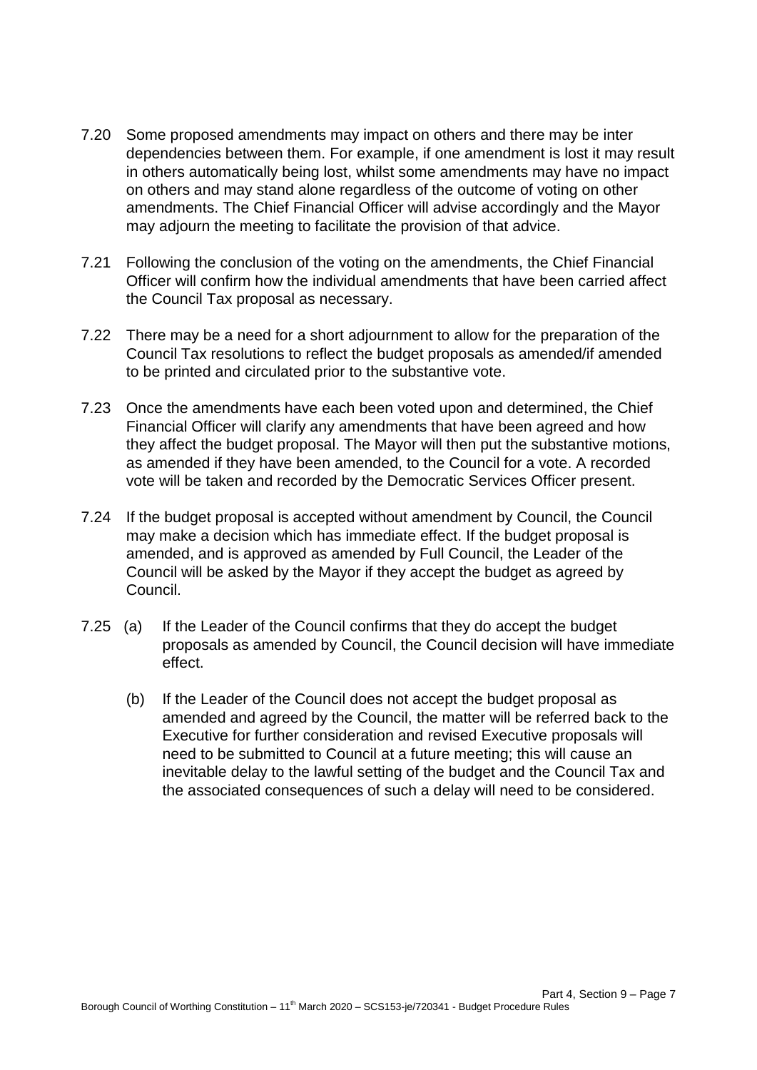7.20 Some proposed amendments may impact on others and there may be inter dependencies between them. For example, if one amendment is lost it may result in others automatically being lost, whilst some amendments may have no impact on others and may stand alone regardless of the outcome of voting on other amendments. The Chief Financial Officer will advise accordingly and the Mayor may adjourn the meeting to facilitate the provision of that advice.

7.21 Following the conclusion of the voting on the amendments, the Chief Financial Officer will confirm how the individual amendments that have been carried affect the Council Tax proposal as necessary.

7.22 There may be a need for a short adjournment to allow for the preparation of the Council Tax resolutions to reflect the budget proposals as amended/if amended to be printed and circulated prior to the substantive vote.

7.23 Once the amendments have each been voted upon and determined, the Chief Financial Officer will clarify any amendments that have been agreed and how they affect the budget proposal. The Mayor will then put the substantive motions, as amended if they have been amended, to the Council for a vote. A recorded vote will be taken and recorded by the Democratic Services Officer present.

7.24 If the budget proposal is accepted without amendment by Council, the Council may make a decision which has immediate effect. If the budget proposal is amended, and is approved as amended by Full Council, the Leader of the Council will be asked by the Mayor if they accept the budget as agreed by Council.

7.25 (a) If the Leader of the Council confirms that they do accept the budget proposals as amended by Council, the Council decision will have immediate effect.

(b) If the Leader of the Council does not accept the budget proposal as amended and agreed by the Council, the matter will be referred back to the Executive for further consideration and revised Executive proposals will need to be submitted to Council at a future meeting; this will cause an inevitable delay to the lawful setting of the budget and the Council Tax and the associated consequences of such a delay will need to be considered.